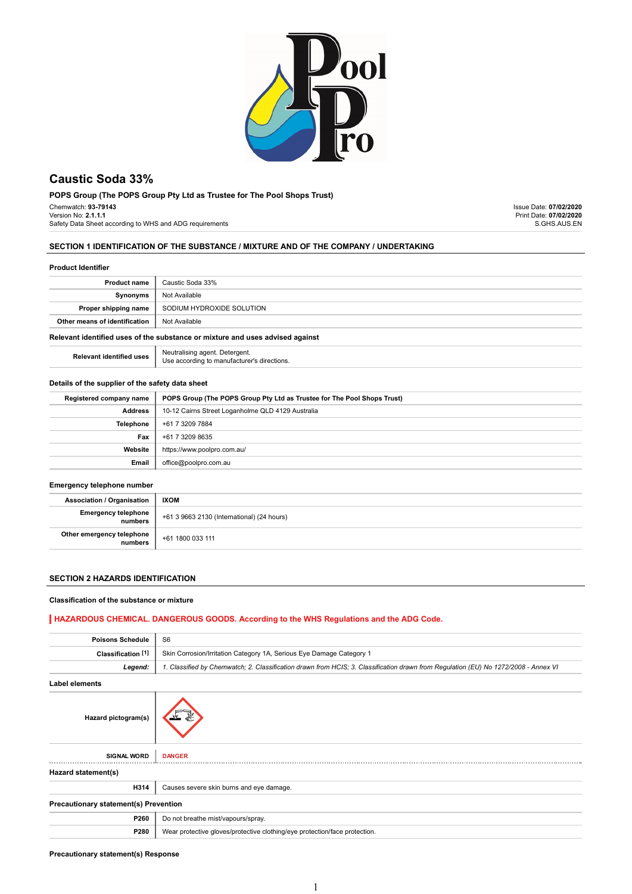# Caustic Soda 33%

**POPS Group (The POPS Group Pty Ltd as Trustee for The Pool Shops Trust)**

Chemwatch: **93-79143**
Version No: **2.1.1.1**
Safety Data Sheet according to WHS and ADG requirements

Issue Date: **07/02/2020**
Print Date: **07/02/2020**
S.GHS.AUS.EN

## SECTION 1 IDENTIFICATION OF THE SUBSTANCE / MIXTURE AND OF THE COMPANY / UNDERTAKING

### Product Identifier

| | |
|---|---|
| **Product name** | Caustic Soda 33% |
| **Synonyms** | Not Available |
| **Proper shipping name** | SODIUM HYDROXIDE SOLUTION |
| **Other means of identification** | Not Available |

### Relevant identified uses of the substance or mixture and uses advised against

| | |
|---|---|
| **Relevant identified uses** | Neutralising agent. Detergent.<br>Use according to manufacturer's directions. |

### Details of the supplier of the safety data sheet

| | |
|---|---|
| **Registered company name** | **POPS Group (The POPS Group Pty Ltd as Trustee for The Pool Shops Trust)** |
| **Address** | 10-12 Cairns Street Loganholme QLD 4129 Australia |
| **Telephone** | +61 7 3209 7884 |
| **Fax** | +61 7 3209 8635 |
| **Website** | https://www.poolpro.com.au/ |
| **Email** | office@poolpro.com.au |

### Emergency telephone number

| | |
|---|---|
| **Association / Organisation** | **IXOM** |
| **Emergency telephone numbers** | +61 3 9663 2130 (International) (24 hours) |
| **Other emergency telephone numbers** | +61 1800 033 111 |

## SECTION 2 HAZARDS IDENTIFICATION

### Classification of the substance or mixture

**HAZARDOUS CHEMICAL. DANGEROUS GOODS. According to the WHS Regulations and the ADG Code.**

| | |
|---|---|
| **Poisons Schedule** | S6 |
| **Classification [1]** | Skin Corrosion/Irritation Category 1A, Serious Eye Damage Category 1 |
| ***Legend:*** | *1. Classified by Chemwatch; 2. Classification drawn from HCIS; 3. Classification drawn from Regulation (EU) No 1272/2008 - Annex VI* |

### Label elements

| | |
|---|---|
| **Hazard pictogram(s)** | |
| **SIGNAL WORD** | **DANGER** |

### Hazard statement(s)

| | |
|---|---|
| **H314** | Causes severe skin burns and eye damage. |

### Precautionary statement(s) Prevention

| | |
|---|---|
| **P260** | Do not breathe mist/vapours/spray. |
| **P280** | Wear protective gloves/protective clothing/eye protection/face protection. |

### Precautionary statement(s) Response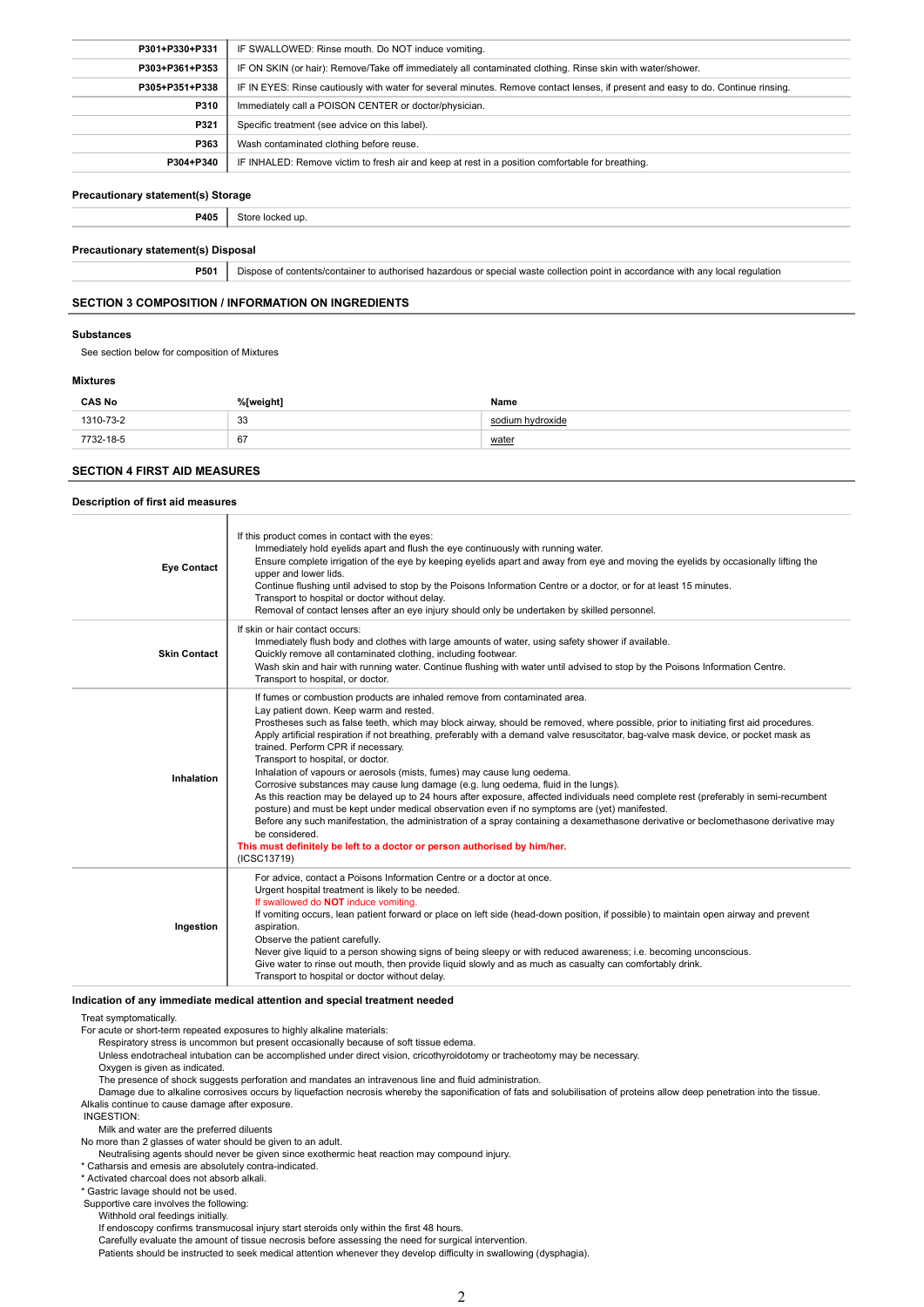| | |
|---|---|
| P301+P330+P331 | IF SWALLOWED: Rinse mouth. Do NOT induce vomiting. |
| P303+P361+P353 | IF ON SKIN (or hair): Remove/Take off immediately all contaminated clothing. Rinse skin with water/shower. |
| P305+P351+P338 | IF IN EYES: Rinse cautiously with water for several minutes. Remove contact lenses, if present and easy to do. Continue rinsing. |
| P310 | Immediately call a POISON CENTER or doctor/physician. |
| P321 | Specific treatment (see advice on this label). |
| P363 | Wash contaminated clothing before reuse. |
| P304+P340 | IF INHALED: Remove victim to fresh air and keep at rest in a position comfortable for breathing. |

### Precautionary statement(s) Storage

| | |
|---|---|
| P405 | Store locked up. |

### Precautionary statement(s) Disposal

| | |
|---|---|
| P501 | Dispose of contents/container to authorised hazardous or special waste collection point in accordance with any local regulation |

## SECTION 3 COMPOSITION / INFORMATION ON INGREDIENTS

### Substances

See section below for composition of Mixtures

### Mixtures

| CAS No | %[weight] | Name |
|---|---|---|
| 1310-73-2 | 33 | sodium hydroxide |
| 7732-18-5 | 67 | water |

## SECTION 4 FIRST AID MEASURES

### Description of first aid measures

| | |
|---|---|
| **Eye Contact** | If this product comes in contact with the eyes:<br>Immediately hold eyelids apart and flush the eye continuously with running water.<br>Ensure complete irrigation of the eye by keeping eyelids apart and away from eye and moving the eyelids by occasionally lifting the upper and lower lids.<br>Continue flushing until advised to stop by the Poisons Information Centre or a doctor, or for at least 15 minutes.<br>Transport to hospital or doctor without delay.<br>Removal of contact lenses after an eye injury should only be undertaken by skilled personnel. |
| **Skin Contact** | If skin or hair contact occurs:<br>Immediately flush body and clothes with large amounts of water, using safety shower if available.<br>Quickly remove all contaminated clothing, including footwear.<br>Wash skin and hair with running water. Continue flushing with water until advised to stop by the Poisons Information Centre.<br>Transport to hospital, or doctor. |
| **Inhalation** | If fumes or combustion products are inhaled remove from contaminated area.<br>Lay patient down. Keep warm and rested.<br>Prostheses such as false teeth, which may block airway, should be removed, where possible, prior to initiating first aid procedures.<br>Apply artificial respiration if not breathing, preferably with a demand valve resuscitator, bag-valve mask device, or pocket mask as trained. Perform CPR if necessary.<br>Transport to hospital, or doctor.<br>Inhalation of vapours or aerosols (mists, fumes) may cause lung oedema.<br>Corrosive substances may cause lung damage (e.g. lung oedema, fluid in the lungs).<br>As this reaction may be delayed up to 24 hours after exposure, affected individuals need complete rest (preferably in semi-recumbent posture) and must be kept under medical observation even if no symptoms are (yet) manifested.<br>Before any such manifestation, the administration of a spray containing a dexamethasone derivative or beclomethasone derivative may be considered.<br>**This must definitely be left to a doctor or person authorised by him/her.**<br>(ICSC13719) |
| **Ingestion** | For advice, contact a Poisons Information Centre or a doctor at once.<br>Urgent hospital treatment is likely to be needed.<br>If swallowed do **NOT** induce vomiting.<br>If vomiting occurs, lean patient forward or place on left side (head-down position, if possible) to maintain open airway and prevent aspiration.<br>Observe the patient carefully.<br>Never give liquid to a person showing signs of being sleepy or with reduced awareness; i.e. becoming unconscious.<br>Give water to rinse out mouth, then provide liquid slowly and as much as casualty can comfortably drink.<br>Transport to hospital or doctor without delay. |

### Indication of any immediate medical attention and special treatment needed

Treat symptomatically.

For acute or short-term repeated exposures to highly alkaline materials:

- Respiratory stress is uncommon but present occasionally because of soft tissue edema.
- Unless endotracheal intubation can be accomplished under direct vision, cricothyroidotomy or tracheotomy may be necessary.
- Oxygen is given as indicated.
- The presence of shock suggests perforation and mandates an intravenous line and fluid administration.
- Damage due to alkaline corrosives occurs by liquefaction necrosis whereby the saponification of fats and solubilisation of proteins allow deep penetration into the tissue.

Alkalis continue to cause damage after exposure.

INGESTION:

- Milk and water are the preferred diluents

No more than 2 glasses of water should be given to an adult.

- Neutralising agents should never be given since exothermic heat reaction may compound injury.

* Catharsis and emesis are absolutely contra-indicated.
* Activated charcoal does not absorb alkali.
* Gastric lavage should not be used.

Supportive care involves the following:

- Withhold oral feedings initially.
- If endoscopy confirms transmucosal injury start steroids only within the first 48 hours.
- Carefully evaluate the amount of tissue necrosis before assessing the need for surgical intervention.
- Patients should be instructed to seek medical attention whenever they develop difficulty in swallowing (dysphagia).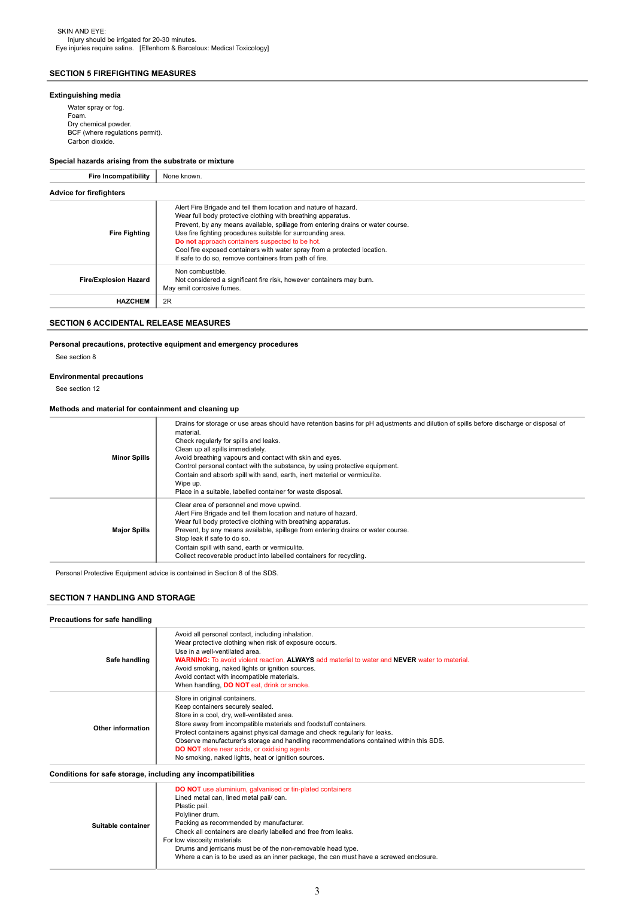SKIN AND EYE:

Injury should be irrigated for 20-30 minutes.

Eye injuries require saline. [Ellenhorn & Barceloux: Medical Toxicology]

## SECTION 5 FIREFIGHTING MEASURES

### Extinguishing media

Water spray or fog.
Foam.
Dry chemical powder.
BCF (where regulations permit).
Carbon dioxide.

### Special hazards arising from the substrate or mixture

| **Fire Incompatibility** | None known. |
|---|---|

### Advice for firefighters

| | |
|---|---|
| **Fire Fighting** | Alert Fire Brigade and tell them location and nature of hazard.<br>Wear full body protective clothing with breathing apparatus.<br>Prevent, by any means available, spillage from entering drains or water course.<br>Use fire fighting procedures suitable for surrounding area.<br>**Do not** approach containers suspected to be hot.<br>Cool fire exposed containers with water spray from a protected location.<br>If safe to do so, remove containers from path of fire. |
| **Fire/Explosion Hazard** | Non combustible.<br>Not considered a significant fire risk, however containers may burn.<br>May emit corrosive fumes. |
| **HAZCHEM** | 2R |

## SECTION 6 ACCIDENTAL RELEASE MEASURES

### Personal precautions, protective equipment and emergency procedures

See section 8

### Environmental precautions

See section 12

### Methods and material for containment and cleaning up

| | |
|---|---|
| **Minor Spills** | Drains for storage or use areas should have retention basins for pH adjustments and dilution of spills before discharge or disposal of material.<br>Check regularly for spills and leaks.<br>Clean up all spills immediately.<br>Avoid breathing vapours and contact with skin and eyes.<br>Control personal contact with the substance, by using protective equipment.<br>Contain and absorb spill with sand, earth, inert material or vermiculite.<br>Wipe up.<br>Place in a suitable, labelled container for waste disposal. |
| **Major Spills** | Clear area of personnel and move upwind.<br>Alert Fire Brigade and tell them location and nature of hazard.<br>Wear full body protective clothing with breathing apparatus.<br>Prevent, by any means available, spillage from entering drains or water course.<br>Stop leak if safe to do so.<br>Contain spill with sand, earth or vermiculite.<br>Collect recoverable product into labelled containers for recycling. |

Personal Protective Equipment advice is contained in Section 8 of the SDS.

## SECTION 7 HANDLING AND STORAGE

### Precautions for safe handling

| | |
|---|---|
| **Safe handling** | Avoid all personal contact, including inhalation.<br>Wear protective clothing when risk of exposure occurs.<br>Use in a well-ventilated area.<br>**WARNING:** To avoid violent reaction, **ALWAYS** add material to water and **NEVER** water to material.<br>Avoid smoking, naked lights or ignition sources.<br>Avoid contact with incompatible materials.<br>When handling, **DO NOT** eat, drink or smoke. |
| **Other information** | Store in original containers.<br>Keep containers securely sealed.<br>Store in a cool, dry, well-ventilated area.<br>Store away from incompatible materials and foodstuff containers.<br>Protect containers against physical damage and check regularly for leaks.<br>Observe manufacturer's storage and handling recommendations contained within this SDS.<br>**DO NOT** store near acids, or oxidising agents<br>No smoking, naked lights, heat or ignition sources. |

### Conditions for safe storage, including any incompatibilities

| | |
|---|---|
| **Suitable container** | **DO NOT** use aluminium, galvanised or tin-plated containers<br>Lined metal can, lined metal pail/ can.<br>Plastic pail.<br>Polyliner drum.<br>Packing as recommended by manufacturer.<br>Check all containers are clearly labelled and free from leaks.<br>For low viscosity materials<br>Drums and jerricans must be of the non-removable head type.<br>Where a can is to be used as an inner package, the can must have a screwed enclosure. |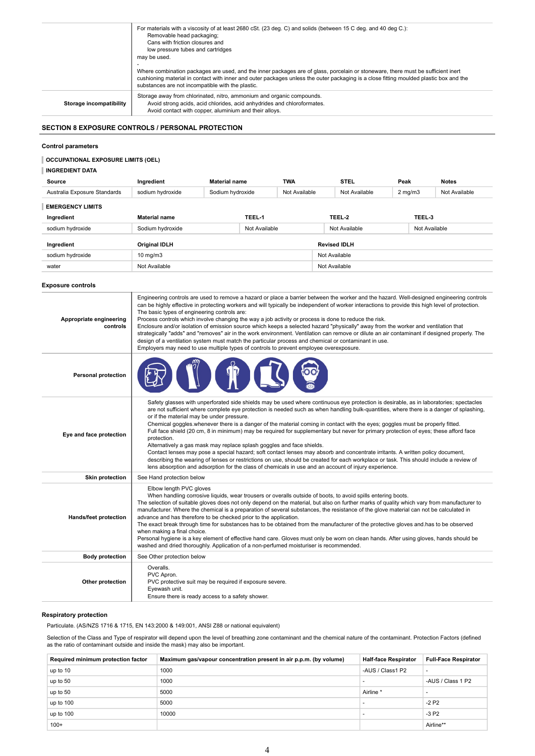| | |
|---|---|
| | For materials with a viscosity of at least 2680 cSt. (23 deg. C) and solids (between 15 C deg. and 40 deg C.):<br>Removable head packaging;<br>Cans with friction closures and<br>low pressure tubes and cartridges<br>may be used.<br>-<br>Where combination packages are used, and the inner packages are of glass, porcelain or stoneware, there must be sufficient inert cushioning material in contact with inner and outer packages unless the outer packaging is a close fitting moulded plastic box and the substances are not incompatible with the plastic. |
| **Storage incompatibility** | Storage away from chlorinated, nitro, ammonium and organic compounds.<br>Avoid strong acids, acid chlorides, acid anhydrides and chloroformates.<br>Avoid contact with copper, aluminium and their alloys. |

## SECTION 8 EXPOSURE CONTROLS / PERSONAL PROTECTION

### Control parameters

**OCCUPATIONAL EXPOSURE LIMITS (OEL)**

**INGREDIENT DATA**

| Source | Ingredient | Material name | TWA | STEL | Peak | Notes |
|---|---|---|---|---|---|---|
| Australia Exposure Standards | sodium hydroxide | Sodium hydroxide | Not Available | Not Available | 2 mg/m3 | Not Available |

**EMERGENCY LIMITS**

| Ingredient | Material name | TEEL-1 | TEEL-2 | TEEL-3 |
|---|---|---|---|---|
| sodium hydroxide | Sodium hydroxide | Not Available | Not Available | Not Available |

| Ingredient | Original IDLH | Revised IDLH |
|---|---|---|
| sodium hydroxide | 10 mg/m3 | Not Available |
| water | Not Available | Not Available |

### Exposure controls

| | |
|---|---|
| **Appropriate engineering controls** | Engineering controls are used to remove a hazard or place a barrier between the worker and the hazard. Well-designed engineering controls can be highly effective in protecting workers and will typically be independent of worker interactions to provide this high level of protection.<br>The basic types of engineering controls are:<br>Process controls which involve changing the way a job activity or process is done to reduce the risk.<br>Enclosure and/or isolation of emission source which keeps a selected hazard "physically" away from the worker and ventilation that strategically "adds" and "removes" air in the work environment. Ventilation can remove or dilute an air contaminant if designed properly. The design of a ventilation system must match the particular process and chemical or contaminant in use.<br>Employers may need to use multiple types of controls to prevent employee overexposure. |
| **Personal protection** | |
| **Eye and face protection** | Safety glasses with unperforated side shields may be used where continuous eye protection is desirable, as in laboratories; spectacles are not sufficient where complete eye protection is needed such as when handling bulk-quantities, where there is a danger of splashing, or if the material may be under pressure.<br>Chemical goggles.whenever there is a danger of the material coming in contact with the eyes; goggles must be properly fitted.<br>Full face shield (20 cm, 8 in minimum) may be required for supplementary but never for primary protection of eyes; these afford face protection.<br>Alternatively a gas mask may replace splash goggles and face shields.<br>Contact lenses may pose a special hazard; soft contact lenses may absorb and concentrate irritants. A written policy document, describing the wearing of lenses or restrictions on use, should be created for each workplace or task. This should include a review of lens absorption and adsorption for the class of chemicals in use and an account of injury experience. |
| **Skin protection** | See Hand protection below |
| **Hands/feet protection** | Elbow length PVC gloves<br>When handling corrosive liquids, wear trousers or overalls outside of boots, to avoid spills entering boots.<br>The selection of suitable gloves does not only depend on the material, but also on further marks of quality which vary from manufacturer to manufacturer. Where the chemical is a preparation of several substances, the resistance of the glove material can not be calculated in advance and has therefore to be checked prior to the application.<br>The exact break through time for substances has to be obtained from the manufacturer of the protective gloves and.has to be observed when making a final choice.<br>Personal hygiene is a key element of effective hand care. Gloves must only be worn on clean hands. After using gloves, hands should be washed and dried thoroughly. Application of a non-perfumed moisturiser is recommended. |
| **Body protection** | See Other protection below |
| **Other protection** | Overalls.<br>PVC Apron.<br>PVC protective suit may be required if exposure severe.<br>Eyewash unit.<br>Ensure there is ready access to a safety shower. |

### Respiratory protection

Particulate. (AS/NZS 1716 & 1715, EN 143:2000 & 149:001, ANSI Z88 or national equivalent)

Selection of the Class and Type of respirator will depend upon the level of breathing zone contaminant and the chemical nature of the contaminant. Protection Factors (defined as the ratio of contaminant outside and inside the mask) may also be important.

| Required minimum protection factor | Maximum gas/vapour concentration present in air p.p.m. (by volume) | Half-face Respirator | Full-Face Respirator |
|---|---|---|---|
| up to 10 | 1000 | -AUS / Class1 P2 | - |
| up to 50 | 1000 | - | -AUS / Class 1 P2 |
| up to 50 | 5000 | Airline * | - |
| up to 100 | 5000 | - | -2 P2 |
| up to 100 | 10000 | - | -3 P2 |
| 100+ | | | Airline** |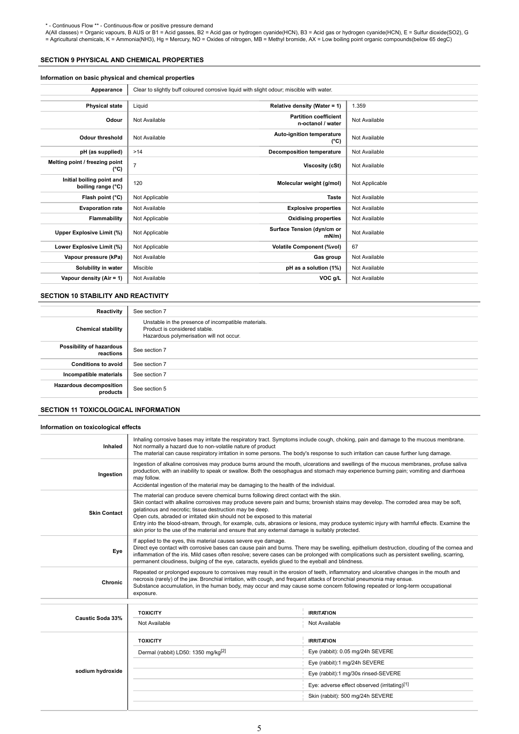* - Continuous Flow ** - Continuous-flow or positive pressure demand
A(All classes) = Organic vapours, B AUS or B1 = Acid gasses, B2 = Acid gas or hydrogen cyanide(HCN), B3 = Acid gas or hydrogen cyanide(HCN), E = Sulfur dioxide(SO2), G = Agricultural chemicals, K = Ammonia(NH3), Hg = Mercury, NO = Oxides of nitrogen, MB = Methyl bromide, AX = Low boiling point organic compounds(below 65 degC)

## SECTION 9 PHYSICAL AND CHEMICAL PROPERTIES

### Information on basic physical and chemical properties

| | | | |
|---|---|---|---|
| **Appearance** | Clear to slightly buff coloured corrosive liquid with slight odour; miscible with water. | | |
| **Physical state** | Liquid | **Relative density (Water = 1)** | 1.359 |
| **Odour** | Not Available | **Partition coefficient n-octanol / water** | Not Available |
| **Odour threshold** | Not Available | **Auto-ignition temperature (°C)** | Not Available |
| **pH (as supplied)** | >14 | **Decomposition temperature** | Not Available |
| **Melting point / freezing point (°C)** | 7 | **Viscosity (cSt)** | Not Available |
| **Initial boiling point and boiling range (°C)** | 120 | **Molecular weight (g/mol)** | Not Applicable |
| **Flash point (°C)** | Not Applicable | **Taste** | Not Available |
| **Evaporation rate** | Not Available | **Explosive properties** | Not Available |
| **Flammability** | Not Applicable | **Oxidising properties** | Not Available |
| **Upper Explosive Limit (%)** | Not Applicable | **Surface Tension (dyn/cm or mN/m)** | Not Available |
| **Lower Explosive Limit (%)** | Not Applicable | **Volatile Component (%vol)** | 67 |
| **Vapour pressure (kPa)** | Not Available | **Gas group** | Not Available |
| **Solubility in water** | Miscible | **pH as a solution (1%)** | Not Available |
| **Vapour density (Air = 1)** | Not Available | **VOC g/L** | Not Available |

## SECTION 10 STABILITY AND REACTIVITY

| | |
|---|---|
| **Reactivity** | See section 7 |
| **Chemical stability** | Unstable in the presence of incompatible materials.<br>Product is considered stable.<br>Hazardous polymerisation will not occur. |
| **Possibility of hazardous reactions** | See section 7 |
| **Conditions to avoid** | See section 7 |
| **Incompatible materials** | See section 7 |
| **Hazardous decomposition products** | See section 5 |

## SECTION 11 TOXICOLOGICAL INFORMATION

### Information on toxicological effects

| | |
|---|---|
| **Inhaled** | Inhaling corrosive bases may irritate the respiratory tract. Symptoms include cough, choking, pain and damage to the mucous membrane.<br>Not normally a hazard due to non-volatile nature of product<br>The material can cause respiratory irritation in some persons. The body's response to such irritation can cause further lung damage. |
| **Ingestion** | Ingestion of alkaline corrosives may produce burns around the mouth, ulcerations and swellings of the mucous membranes, profuse saliva production, with an inability to speak or swallow. Both the oesophagus and stomach may experience burning pain; vomiting and diarrhoea may follow.<br>Accidental ingestion of the material may be damaging to the health of the individual. |
| **Skin Contact** | The material can produce severe chemical burns following direct contact with the skin.<br>Skin contact with alkaline corrosives may produce severe pain and burns; brownish stains may develop. The corroded area may be soft, gelatinous and necrotic; tissue destruction may be deep.<br>Open cuts, abraded or irritated skin should not be exposed to this material<br>Entry into the blood-stream, through, for example, cuts, abrasions or lesions, may produce systemic injury with harmful effects. Examine the skin prior to the use of the material and ensure that any external damage is suitably protected. |
| **Eye** | If applied to the eyes, this material causes severe eye damage.<br>Direct eye contact with corrosive bases can cause pain and burns. There may be swelling, epithelium destruction, clouding of the cornea and inflammation of the iris. Mild cases often resolve; severe cases can be prolonged with complications such as persistent swelling, scarring, permanent cloudiness, bulging of the eye, cataracts, eyelids glued to the eyeball and blindness. |
| **Chronic** | Repeated or prolonged exposure to corrosives may result in the erosion of teeth, inflammatory and ulcerative changes in the mouth and necrosis (rarely) of the jaw. Bronchial irritation, with cough, and frequent attacks of bronchial pneumonia may ensue.<br>Substance accumulation, in the human body, may occur and may cause some concern following repeated or long-term occupational exposure. |

| | TOXICITY | IRRITATION |
|---|---|---|
| **Caustic Soda 33%** | Not Available | Not Available |
| **sodium hydroxide** | Dermal (rabbit) LD50: 1350 mg/kg[2] | Eye (rabbit): 0.05 mg/24h SEVERE |
| | | Eye (rabbit):1 mg/24h SEVERE |
| | | Eye (rabbit):1 mg/30s rinsed-SEVERE |
| | | Eye: adverse effect observed (irritating)[1] |
| | | Skin (rabbit): 500 mg/24h SEVERE |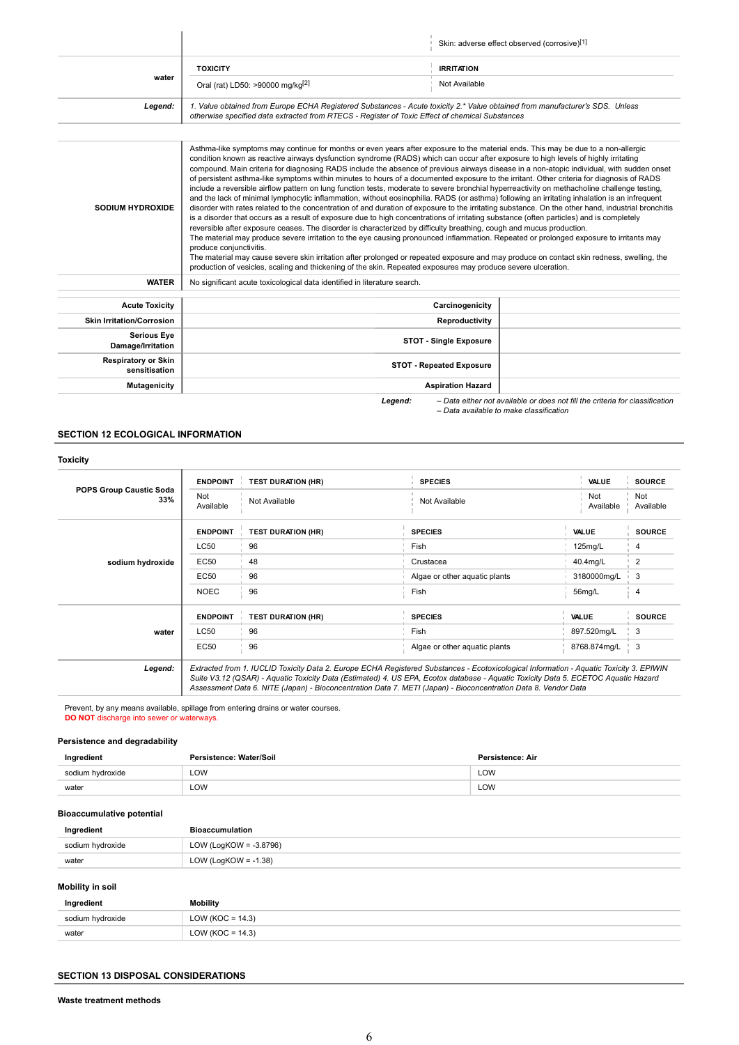| | | |
|---|---|---|
| | | Skin: adverse effect observed (corrosive)[1] |
| **water** | **TOXICITY** | **IRRITATION** |
| | Oral (rat) LD50: >90000 mg/kg[2] | Not Available |
| ***Legend:*** | *1. Value obtained from Europe ECHA Registered Substances - Acute toxicity 2.* Value obtained from manufacturer's SDS. Unless otherwise specified data extracted from RTECS - Register of Toxic Effect of chemical Substances* | |

| | |
|---|---|
| **SODIUM HYDROXIDE** | Asthma-like symptoms may continue for months or even years after exposure to the material ends. This may be due to a non-allergic condition known as reactive airways dysfunction syndrome (RADS) which can occur after exposure to high levels of highly irritating compound. Main criteria for diagnosing RADS include the absence of previous airways disease in a non-atopic individual, with sudden onset of persistent asthma-like symptoms within minutes to hours of a documented exposure to the irritant. Other criteria for diagnosis of RADS include a reversible airflow pattern on lung function tests, moderate to severe bronchial hyperreactivity on methacholine challenge testing, and the lack of minimal lymphocytic inflammation, without eosinophilia. RADS (or asthma) following an irritating inhalation is an infrequent disorder with rates related to the concentration of and duration of exposure to the irritating substance. On the other hand, industrial bronchitis is a disorder that occurs as a result of exposure due to high concentrations of irritating substance (often particles) and is completely reversible after exposure ceases. The disorder is characterized by difficulty breathing, cough and mucus production.<br>The material may produce severe irritation to the eye causing pronounced inflammation. Repeated or prolonged exposure to irritants may produce conjunctivitis.<br>The material may cause severe skin irritation after prolonged or repeated exposure and may produce on contact skin redness, swelling, the production of vesicles, scaling and thickening of the skin. Repeated exposures may produce severe ulceration. |
| **WATER** | No significant acute toxicological data identified in literature search. |

| | | | |
|---|---|---|---|
| **Acute Toxicity** | | **Carcinogenicity** | |
| **Skin Irritation/Corrosion** | | **Reproductivity** | |
| **Serious Eye Damage/Irritation** | | **STOT - Single Exposure** | |
| **Respiratory or Skin sensitisation** | | **STOT - Repeated Exposure** | |
| **Mutagenicity** | | **Aspiration Hazard** | |

***Legend:*** *– Data either not available or does not fill the criteria for classification*
*– Data available to make classification*

## SECTION 12 ECOLOGICAL INFORMATION

### Toxicity

| | ENDPOINT | TEST DURATION (HR) | SPECIES | VALUE | SOURCE |
|---|---|---|---|---|---|
| **POPS Group Caustic Soda 33%** | Not Available | Not Available | Not Available | Not Available | Not Available |
| **sodium hydroxide** | **ENDPOINT** | **TEST DURATION (HR)** | **SPECIES** | **VALUE** | **SOURCE** |
| | LC50 | 96 | Fish | 125mg/L | 4 |
| | EC50 | 48 | Crustacea | 40.4mg/L | 2 |
| | EC50 | 96 | Algae or other aquatic plants | 3180000mg/L | 3 |
| | NOEC | 96 | Fish | 56mg/L | 4 |
| **water** | **ENDPOINT** | **TEST DURATION (HR)** | **SPECIES** | **VALUE** | **SOURCE** |
| | LC50 | 96 | Fish | 897.520mg/L | 3 |
| | EC50 | 96 | Algae or other aquatic plants | 8768.874mg/L | 3 |
| ***Legend:*** | *Extracted from 1. IUCLID Toxicity Data 2. Europe ECHA Registered Substances - Ecotoxicological Information - Aquatic Toxicity 3. EPIWIN Suite V3.12 (QSAR) - Aquatic Toxicity Data (Estimated) 4. US EPA, Ecotox database - Aquatic Toxicity Data 5. ECETOC Aquatic Hazard Assessment Data 6. NITE (Japan) - Bioconcentration Data 7. METI (Japan) - Bioconcentration Data 8. Vendor Data* | | | | |

Prevent, by any means available, spillage from entering drains or water courses.
**DO NOT** discharge into sewer or waterways.

### Persistence and degradability

| Ingredient | Persistence: Water/Soil | Persistence: Air |
|---|---|---|
| sodium hydroxide | LOW | LOW |
| water | LOW | LOW |

### Bioaccumulative potential

| Ingredient | Bioaccumulation |
|---|---|
| sodium hydroxide | LOW (LogKOW = -3.8796) |
| water | LOW (LogKOW = -1.38) |

### Mobility in soil

| Ingredient | Mobility |
|---|---|
| sodium hydroxide | LOW (KOC = 14.3) |
| water | LOW (KOC = 14.3) |

## SECTION 13 DISPOSAL CONSIDERATIONS

### Waste treatment methods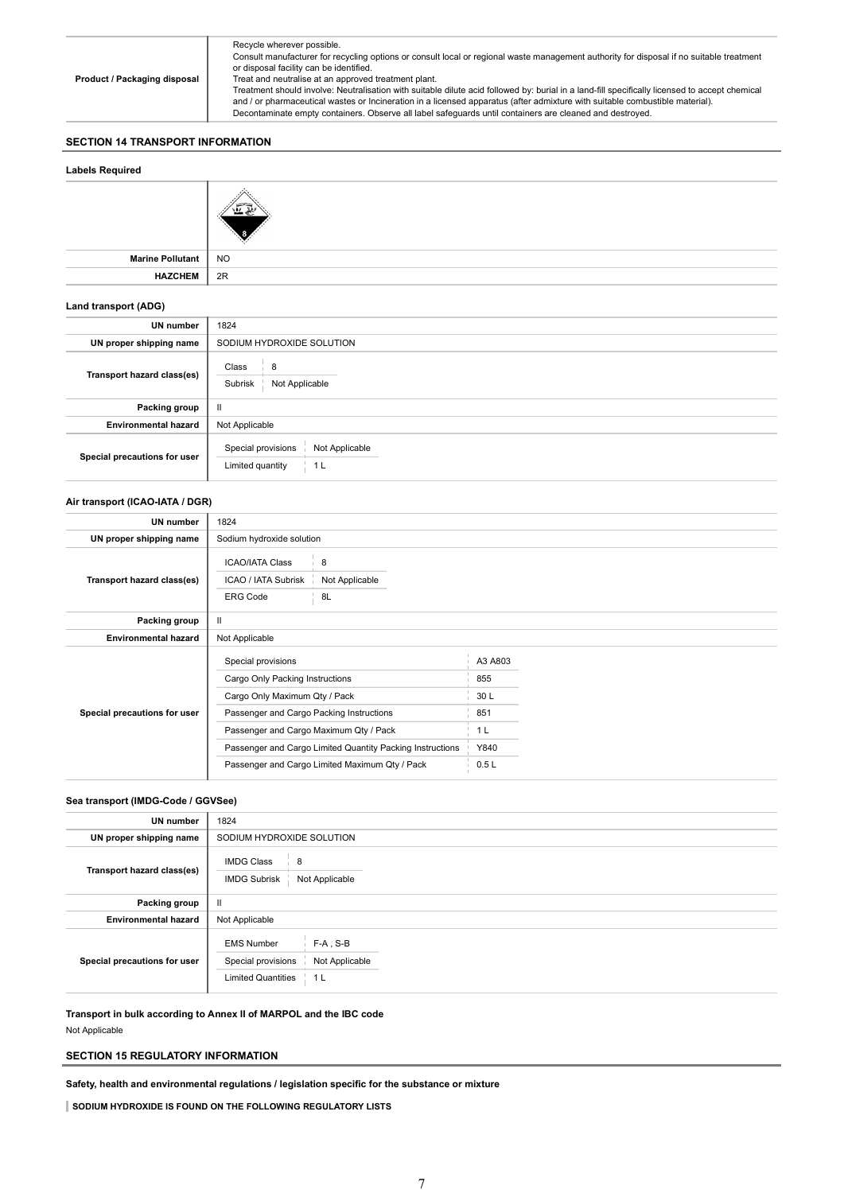| Product / Packaging disposal | Recycle wherever possible.<br>Consult manufacturer for recycling options or consult local or regional waste management authority for disposal if no suitable treatment or disposal facility can be identified.<br>Treat and neutralise at an approved treatment plant.<br>Treatment should involve: Neutralisation with suitable dilute acid followed by: burial in a land-fill specifically licensed to accept chemical and / or pharmaceutical wastes or Incineration in a licensed apparatus (after admixture with suitable combustible material).<br>Decontaminate empty containers. Observe all label safeguards until containers are cleaned and destroyed. |
|---|---|

## SECTION 14 TRANSPORT INFORMATION

### Labels Required

| | |
|---|---|
| | |
| Marine Pollutant | NO |
| HAZCHEM | 2R |

### Land transport (ADG)

| | |
|---|---|
| UN number | 1824 |
| UN proper shipping name | SODIUM HYDROXIDE SOLUTION |
| Transport hazard class(es) | Class: 8<br>Subrisk: Not Applicable |
| Packing group | II |
| Environmental hazard | Not Applicable |
| Special precautions for user | Special provisions: Not Applicable<br>Limited quantity: 1 L |

### Air transport (ICAO-IATA / DGR)

| | |
|---|---|
| UN number | 1824 |
| UN proper shipping name | Sodium hydroxide solution |
| Transport hazard class(es) | ICAO/IATA Class: 8<br>ICAO / IATA Subrisk: Not Applicable<br>ERG Code: 8L |
| Packing group | II |
| Environmental hazard | Not Applicable |
| Special precautions for user | Special provisions: A3 A803<br>Cargo Only Packing Instructions: 855<br>Cargo Only Maximum Qty / Pack: 30 L<br>Passenger and Cargo Packing Instructions: 851<br>Passenger and Cargo Maximum Qty / Pack: 1 L<br>Passenger and Cargo Limited Quantity Packing Instructions: Y840<br>Passenger and Cargo Limited Maximum Qty / Pack: 0.5 L |

### Sea transport (IMDG-Code / GGVSee)

| | |
|---|---|
| UN number | 1824 |
| UN proper shipping name | SODIUM HYDROXIDE SOLUTION |
| Transport hazard class(es) | IMDG Class: 8<br>IMDG Subrisk: Not Applicable |
| Packing group | II |
| Environmental hazard | Not Applicable |
| Special precautions for user | EMS Number: F-A , S-B<br>Special provisions: Not Applicable<br>Limited Quantities: 1 L |

**Transport in bulk according to Annex II of MARPOL and the IBC code**

Not Applicable

## SECTION 15 REGULATORY INFORMATION

**Safety, health and environmental regulations / legislation specific for the substance or mixture**

**SODIUM HYDROXIDE IS FOUND ON THE FOLLOWING REGULATORY LISTS**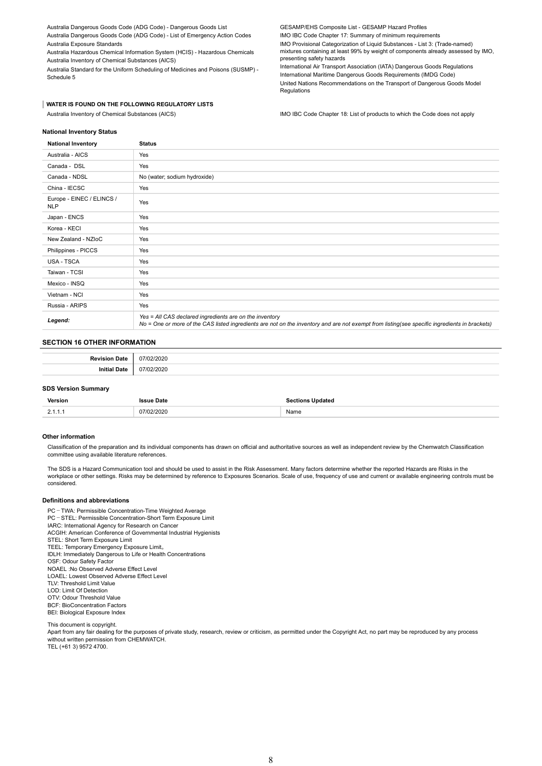Australia Dangerous Goods Code (ADG Code) - Dangerous Goods List
Australia Dangerous Goods Code (ADG Code) - List of Emergency Action Codes
Australia Exposure Standards
Australia Hazardous Chemical Information System (HCIS) - Hazardous Chemicals
Australia Inventory of Chemical Substances (AICS)
Australia Standard for the Uniform Scheduling of Medicines and Poisons (SUSMP) - Schedule 5
GESAMP/EHS Composite List - GESAMP Hazard Profiles
IMO IBC Code Chapter 17: Summary of minimum requirements
IMO Provisional Categorization of Liquid Substances - List 3: (Trade-named) mixtures containing at least 99% by weight of components already assessed by IMO, presenting safety hazards
International Air Transport Association (IATA) Dangerous Goods Regulations
International Maritime Dangerous Goods Requirements (IMDG Code)
United Nations Recommendations on the Transport of Dangerous Goods Model Regulations

**WATER IS FOUND ON THE FOLLOWING REGULATORY LISTS**

Australia Inventory of Chemical Substances (AICS)
IMO IBC Code Chapter 18: List of products to which the Code does not apply

### National Inventory Status

| National Inventory | Status |
|---|---|
| Australia - AICS | Yes |
| Canada - DSL | Yes |
| Canada - NDSL | No (water; sodium hydroxide) |
| China - IECSC | Yes |
| Europe - EINEC / ELINCS / NLP | Yes |
| Japan - ENCS | Yes |
| Korea - KECI | Yes |
| New Zealand - NZIoC | Yes |
| Philippines - PICCS | Yes |
| USA - TSCA | Yes |
| Taiwan - TCSI | Yes |
| Mexico - INSQ | Yes |
| Vietnam - NCI | Yes |
| Russia - ARIPS | Yes |
| *Legend:* | *Yes = All CAS declared ingredients are on the inventory*<br>*No = One or more of the CAS listed ingredients are not on the inventory and are not exempt from listing(see specific ingredients in brackets)* |

## SECTION 16 OTHER INFORMATION

| | |
|---|---|
| **Revision Date** | 07/02/2020 |
| **Initial Date** | 07/02/2020 |

### SDS Version Summary

| Version | Issue Date | Sections Updated |
|---|---|---|
| 2.1.1.1 | 07/02/2020 | Name |

### Other information

Classification of the preparation and its individual components has drawn on official and authoritative sources as well as independent review by the Chemwatch Classification committee using available literature references.

The SDS is a Hazard Communication tool and should be used to assist in the Risk Assessment. Many factors determine whether the reported Hazards are Risks in the workplace or other settings. Risks may be determined by reference to Exposures Scenarios. Scale of use, frequency of use and current or available engineering controls must be considered.

### Definitions and abbreviations

PC－TWA: Permissible Concentration-Time Weighted Average
PC－STEL: Permissible Concentration-Short Term Exposure Limit
IARC: International Agency for Research on Cancer
ACGIH: American Conference of Governmental Industrial Hygienists
STEL: Short Term Exposure Limit
TEEL: Temporary Emergency Exposure Limit。
IDLH: Immediately Dangerous to Life or Health Concentrations
OSF: Odour Safety Factor
NOAEL :No Observed Adverse Effect Level
LOAEL: Lowest Observed Adverse Effect Level
TLV: Threshold Limit Value
LOD: Limit Of Detection
OTV: Odour Threshold Value
BCF: BioConcentration Factors
BEI: Biological Exposure Index

This document is copyright.
Apart from any fair dealing for the purposes of private study, research, review or criticism, as permitted under the Copyright Act, no part may be reproduced by any process without written permission from CHEMWATCH.
TEL (+61 3) 9572 4700.